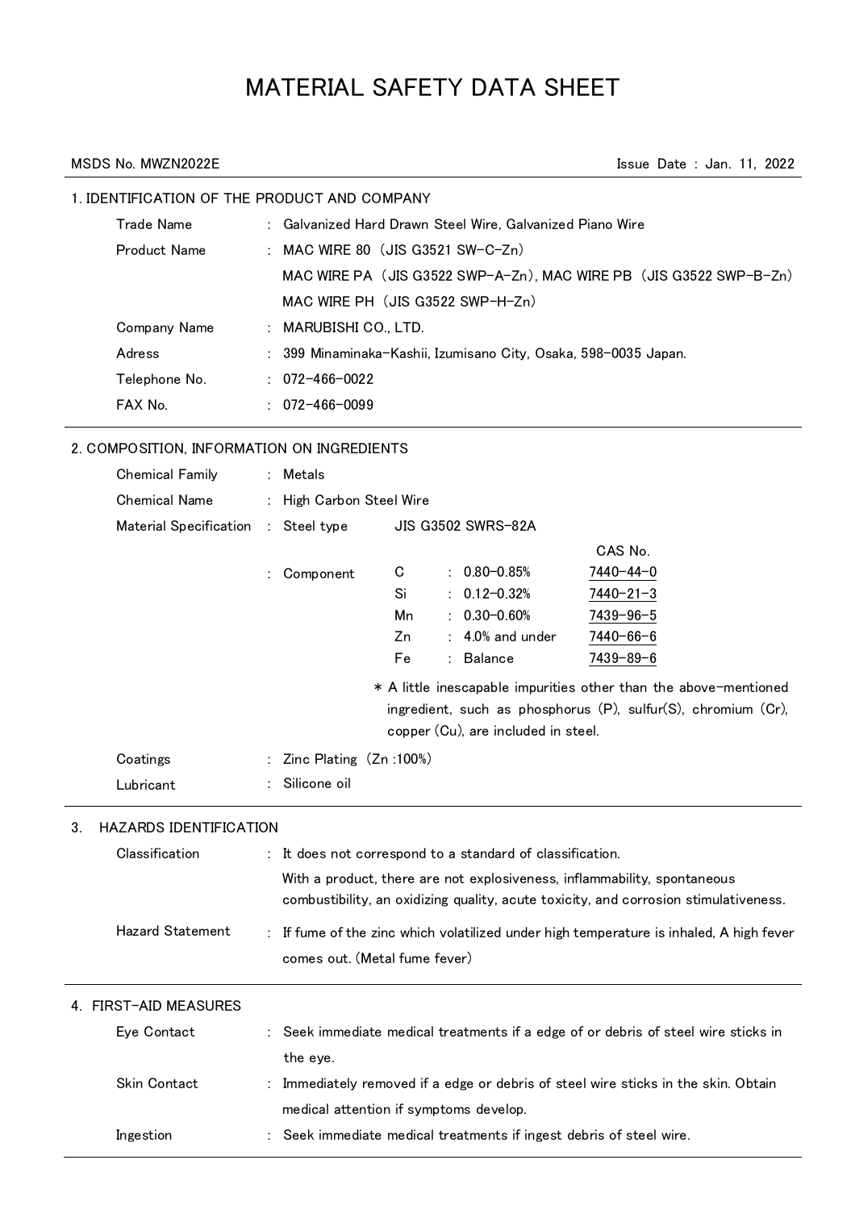# MATERIAL SAFETY DATA SHEET

MSDS No. MWZN2022E

Issue Date : Jan. 11, 2022

## 1. IDENTIFICATION OF THE PRODUCT AND COMPANY

| | | |
|---|---|---|
| Trade Name | : | Galvanized Hard Drawn Steel Wire, Galvanized Piano Wire |
| Product Name | : | MAC WIRE 80（JIS G3521 SW-C-Zn）<br>MAC WIRE PA（JIS G3522 SWP-A-Zn), MAC WIRE PB（JIS G3522 SWP-B-Zn）<br>MAC WIRE PH（JIS G3522 SWP-H-Zn） |
| Company Name | : | MARUBISHI CO., LTD. |
| Adress | : | 399 Minaminaka-Kashii, Izumisano City, Osaka, 598-0035 Japan. |
| Telephone No. | : | 072-466-0022 |
| FAX No. | : | 072-466-0099 |

## 2. COMPOSITION, INFORMATION ON INGREDIENTS

| | | |
|---|---|---|
| Chemical Family | : | Metals |
| Chemical Name | : | High Carbon Steel Wire |
| Material Specification | : | Steel type JIS G3502 SWRS-82A |

Component:

| | | CAS No. |
|---|---|---|
| C | : 0.80-0.85% | 7440-44-0 |
| Si | : 0.12-0.32% | 7440-21-3 |
| Mn | : 0.30-0.60% | 7439-96-5 |
| Zn | : 4.0% and under | 7440-66-6 |
| Fe | : Balance | 7439-89-6 |

* A little inescapable impurities other than the above-mentioned ingredient, such as phosphorus (P), sulfur(S), chromium (Cr), copper (Cu), are included in steel.

| | | |
|---|---|---|
| Coatings | : | Zinc Plating（Zn :100%） |
| Lubricant | : | Silicone oil |

## 3. HAZARDS IDENTIFICATION

| | | |
|---|---|---|
| Classification | : | It does not correspond to a standard of classification.<br>With a product, there are not explosiveness, inflammability, spontaneous combustibility, an oxidizing quality, acute toxicity, and corrosion stimulativeness. |
| Hazard Statement | : | If fume of the zinc which volatilized under high temperature is inhaled, A high fever comes out. (Metal fume fever) |

## 4. FIRST-AID MEASURES

| | | |
|---|---|---|
| Eye Contact | : | Seek immediate medical treatments if a edge of or debris of steel wire sticks in the eye. |
| Skin Contact | : | Immediately removed if a edge or debris of steel wire sticks in the skin. Obtain medical attention if symptoms develop. |
| Ingestion | : | Seek immediate medical treatments if ingest debris of steel wire. |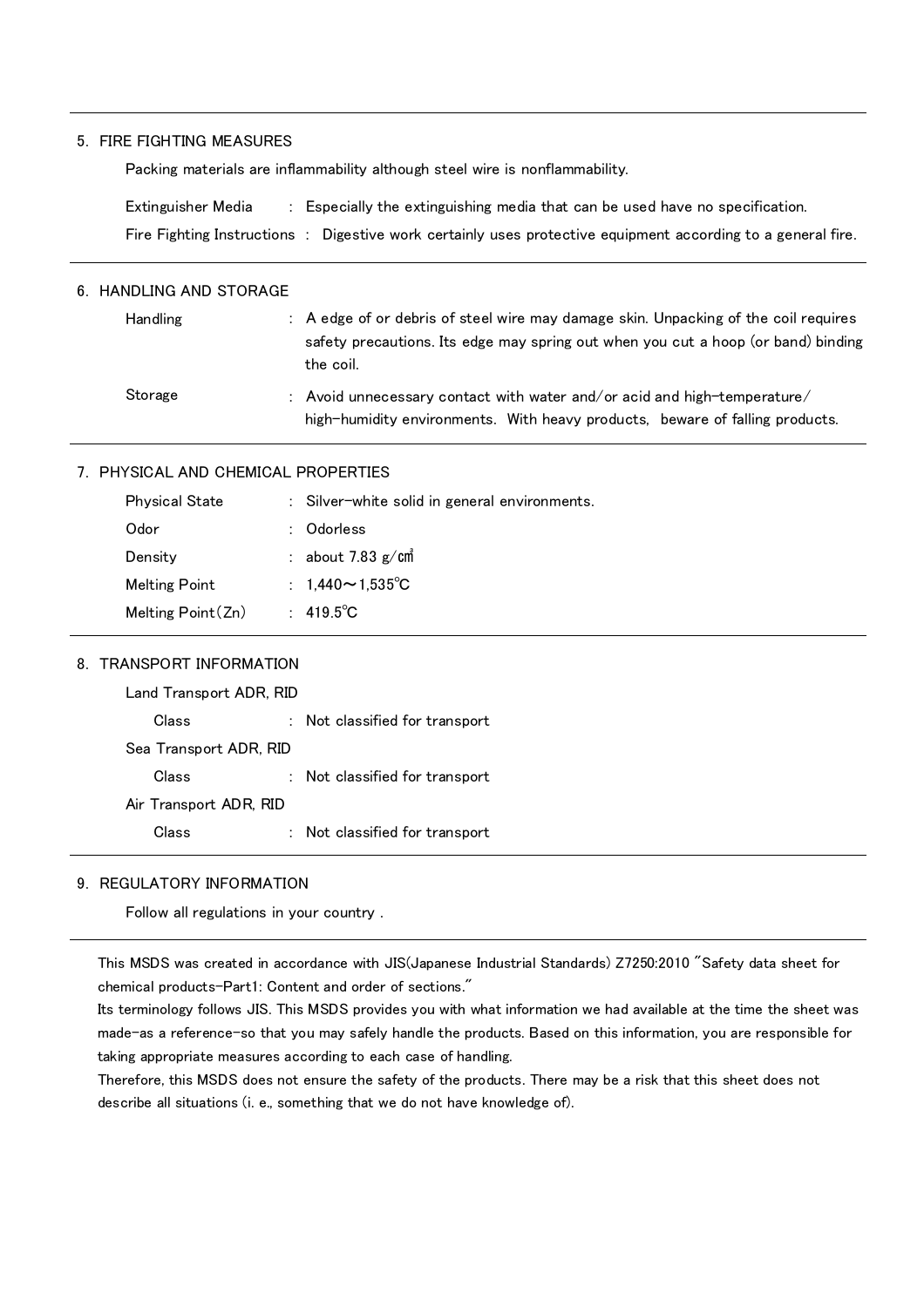## 5. FIRE FIGHTING MEASURES

Packing materials are inflammability although steel wire is nonflammability.

Extinguisher Media : Especially the extinguishing media that can be used have no specification.

Fire Fighting Instructions : Digestive work certainly uses protective equipment according to a general fire.

## 6. HANDLING AND STORAGE

Handling : A edge of or debris of steel wire may damage skin. Unpacking of the coil requires safety precautions. Its edge may spring out when you cut a hoop (or band) binding the coil.

Storage : Avoid unnecessary contact with water and/or acid and high-temperature/ high-humidity environments. With heavy products, beware of falling products.

## 7. PHYSICAL AND CHEMICAL PROPERTIES

Physical State : Silver-white solid in general environments.

Odor : Odorless

Density : about 7.83 g/㎤

Melting Point : 1,440～1,535℃

Melting Point(Zn) : 419.5℃

## 8. TRANSPORT INFORMATION

Land Transport ADR, RID

Class : Not classified for transport

Sea Transport ADR, RID

Class : Not classified for transport

Air Transport ADR, RID

Class : Not classified for transport

## 9. REGULATORY INFORMATION

Follow all regulations in your country .

---

This MSDS was created in accordance with JIS(Japanese Industrial Standards) Z7250:2010 "Safety data sheet for chemical products-Part1: Content and order of sections."

Its terminology follows JIS. This MSDS provides you with what information we had available at the time the sheet was made-as a reference-so that you may safely handle the products. Based on this information, you are responsible for taking appropriate measures according to each case of handling.

Therefore, this MSDS does not ensure the safety of the products. There may be a risk that this sheet does not describe all situations (i. e., something that we do not have knowledge of).